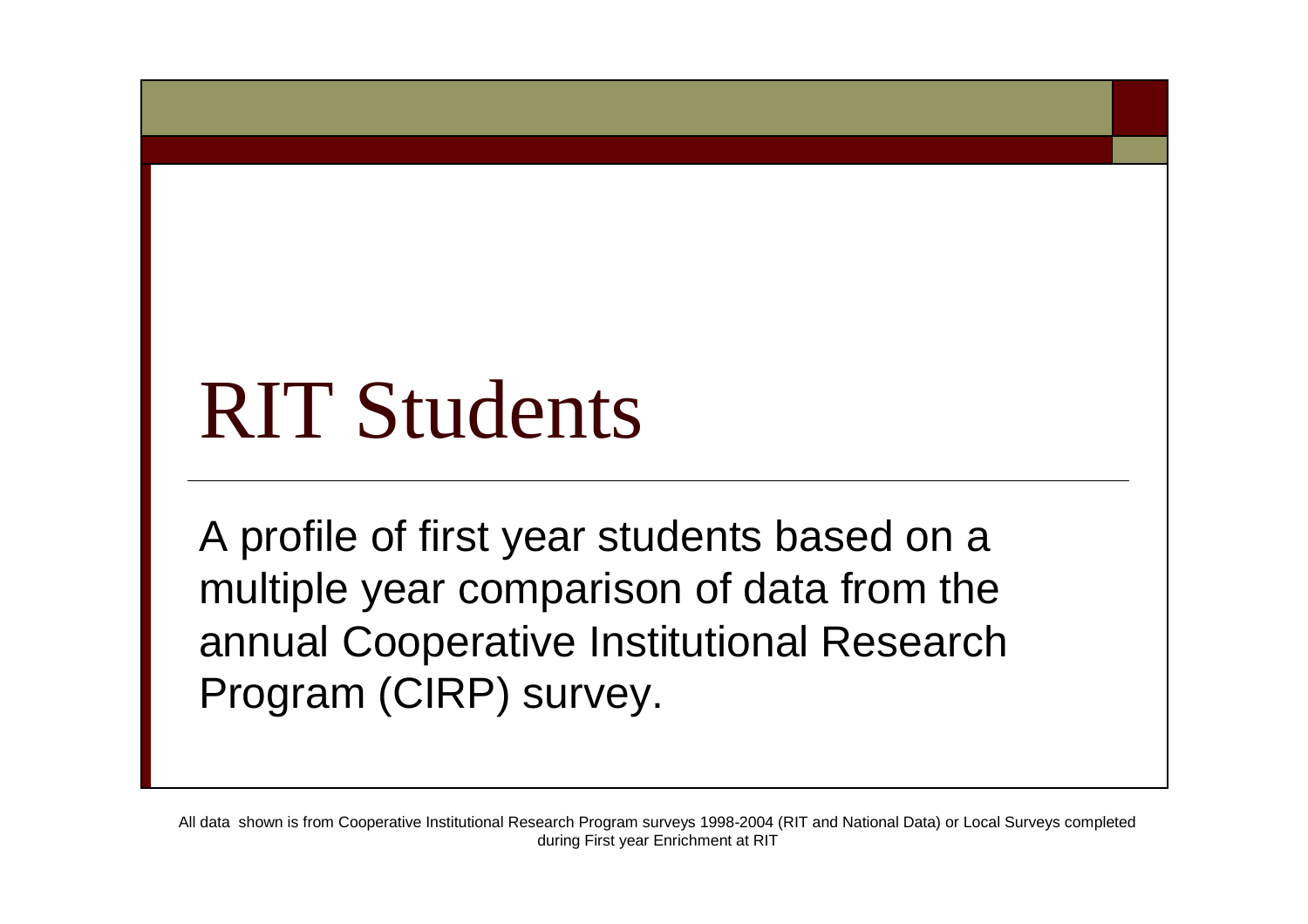# RIT Students

A profile of first year students based on a multiple year comparison of data from the annual Cooperative Institutional Research Program (CIRP) survey.

All data shown is from Cooperative Institutional Research Program surveys 1998-2004 (RIT and National Data) or Local Surveys completed during First year Enrichment at RIT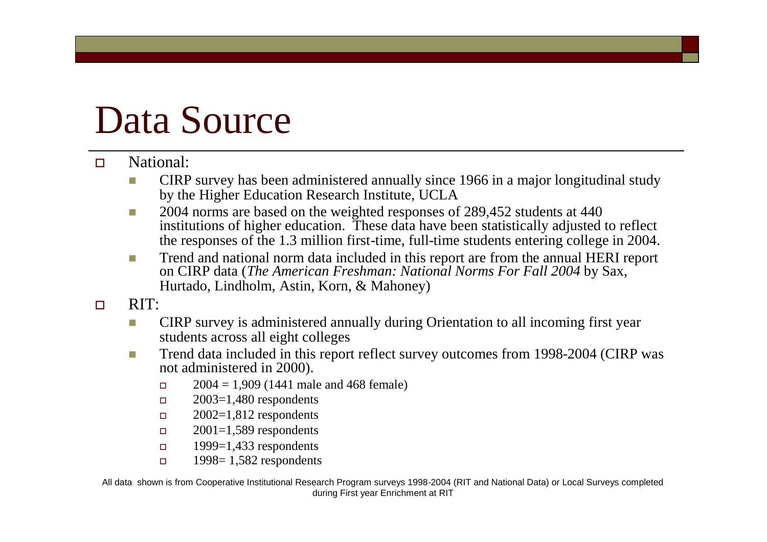# Data Source

- National:
  - CIRP survey has been administered annually since 1966 in a major longitudinal study by the Higher Education Research Institute, UCLA
  - 2004 norms are based on the weighted responses of 289,452 students at 440 institutions of higher education. These data have been statistically adjusted to reflect the responses of the 1.3 million first-time, full-time students entering college in 2004.
  - Trend and national norm data included in this report are from the annual HERI report on CIRP data (*The American Freshman: National Norms For Fall 2004* by Sax, Hurtado, Lindholm, Astin, Korn, & Mahoney)
- RIT:
  - CIRP survey is administered annually during Orientation to all incoming first year students across all eight colleges
  - Trend data included in this report reflect survey outcomes from 1998-2004 (CIRP was not administered in 2000).
    - 2004 = 1,909 (1441 male and 468 female)
    - 2003=1,480 respondents
    - 2002=1,812 respondents
    - 2001=1,589 respondents
    - 1999=1,433 respondents
    - 1998= 1,582 respondents

All data shown is from Cooperative Institutional Research Program surveys 1998-2004 (RIT and National Data) or Local Surveys completed during First year Enrichment at RIT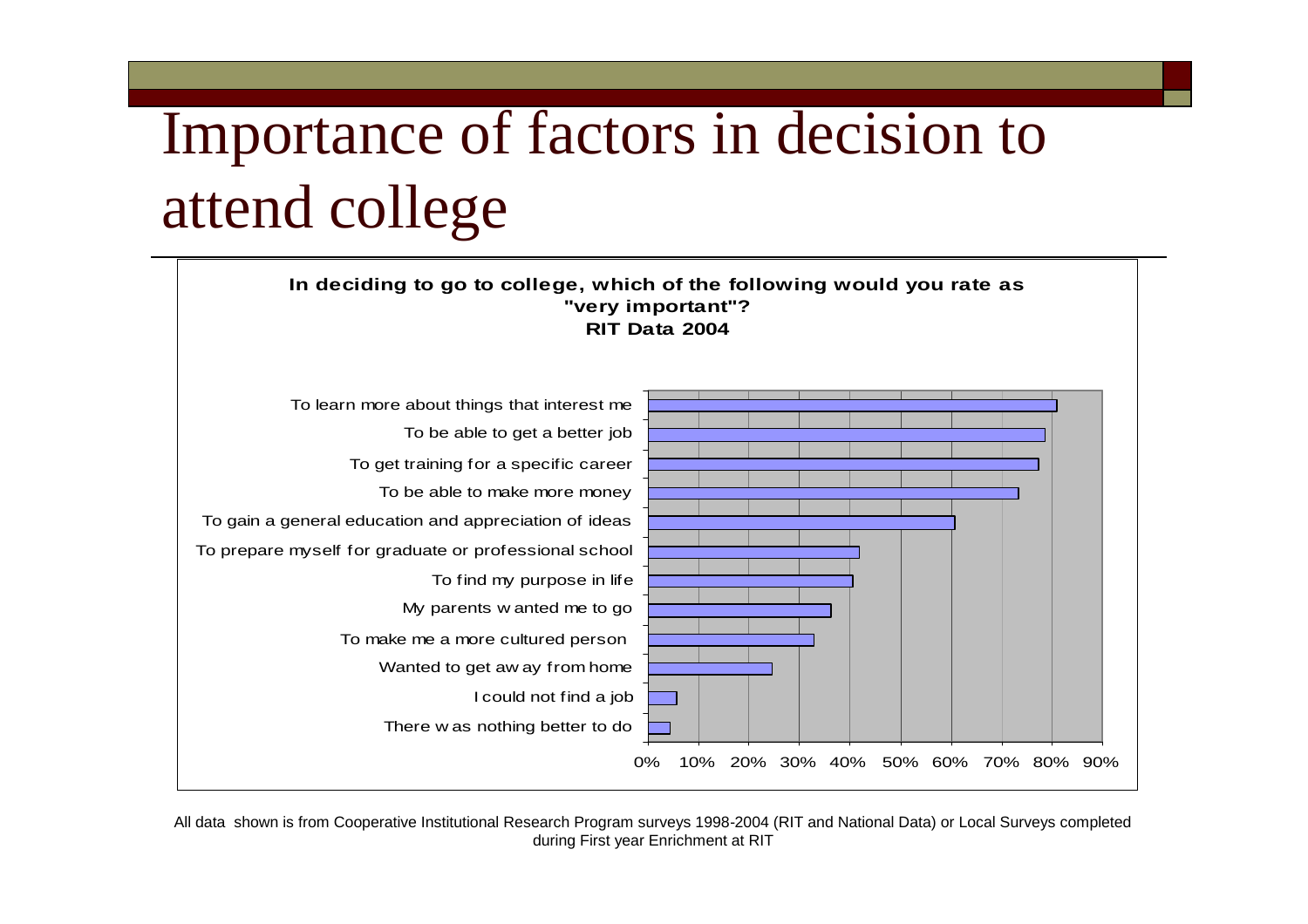# Importance of factors in decision to attend college

**In deciding to go to college, which of the following would you rate as "very important"?**
**RIT Data 2004**

To learn more about things that interest me

To be able to get a better job

To get training for a specific career

To be able to make more money

To gain a general education and appreciation of ideas

To prepare myself for graduate or professional school

To find my purpose in life

My parents wanted me to go

To make me a more cultured person

Wanted to get away from home

I could not find a job

There was nothing better to do

0% 10% 20% 30% 40% 50% 60% 70% 80% 90%

All data shown is from Cooperative Institutional Research Program surveys 1998-2004 (RIT and National Data) or Local Surveys completed during First year Enrichment at RIT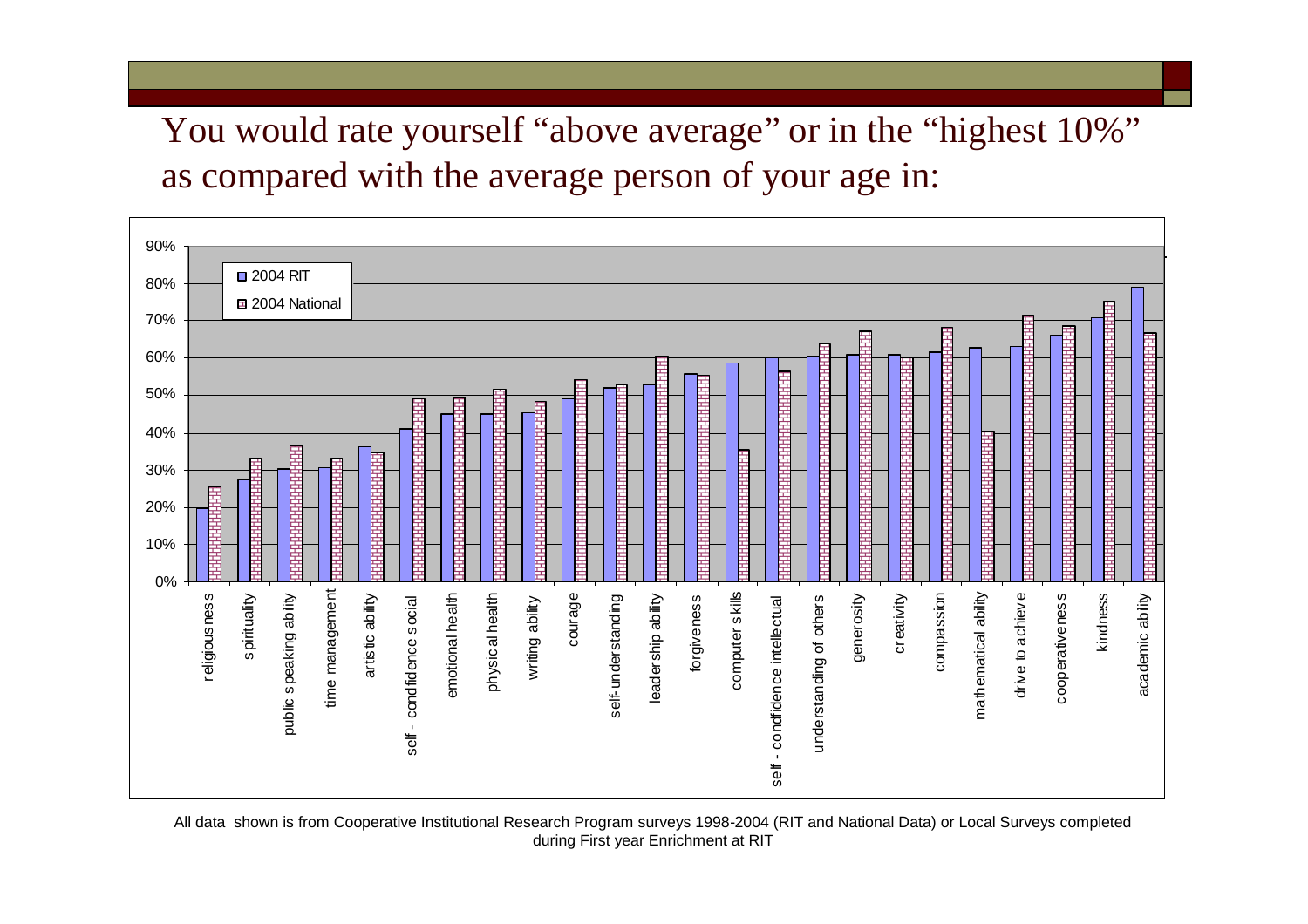# You would rate yourself "above average" or in the "highest 10%" as compared with the average person of your age in:

90%
80%
70%
60%
50%
40%
30%
20%
10%
0%

2004 RIT
2004 National

religiousness, spirituality, public speaking ability, time management, artistic ability, self - condfidence social, emotional health, physical health, writing ability, courage, self-understanding, leadership ability, forgiveness, computer skills, self - condfidence intellectual, understanding of others, generosity, creativity, compassion, mathematical ability, drive to achieve, cooperativeness, kindness, academic ability

All data shown is from Cooperative Institutional Research Program surveys 1998-2004 (RIT and National Data) or Local Surveys completed during First year Enrichment at RIT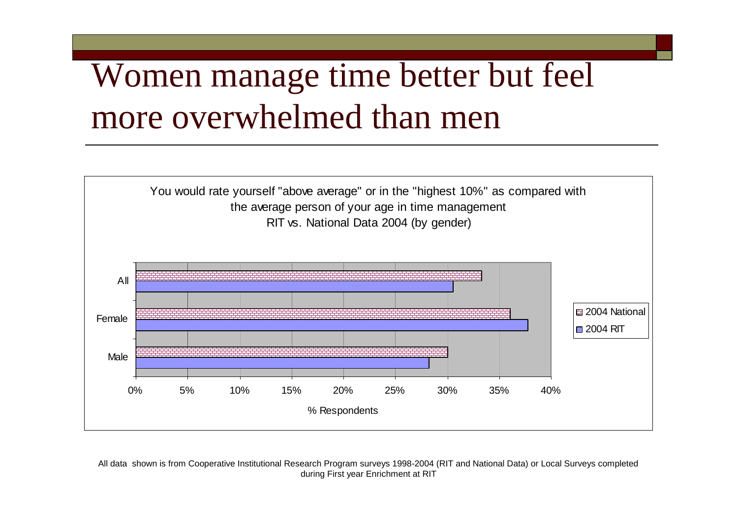# Women manage time better but feel more overwhelmed than men

You would rate yourself "above average" or in the "highest 10%" as compared with the average person of your age in time management
RIT vs. National Data 2004 (by gender)

|  | 2004 National | 2004 RIT |
|---|---|---|
| All | ~33% | ~30.5% |
| Female | ~36% | ~38% |
| Male | ~30% | ~28% |

% Respondents

All data shown is from Cooperative Institutional Research Program surveys 1998-2004 (RIT and National Data) or Local Surveys completed during First year Enrichment at RIT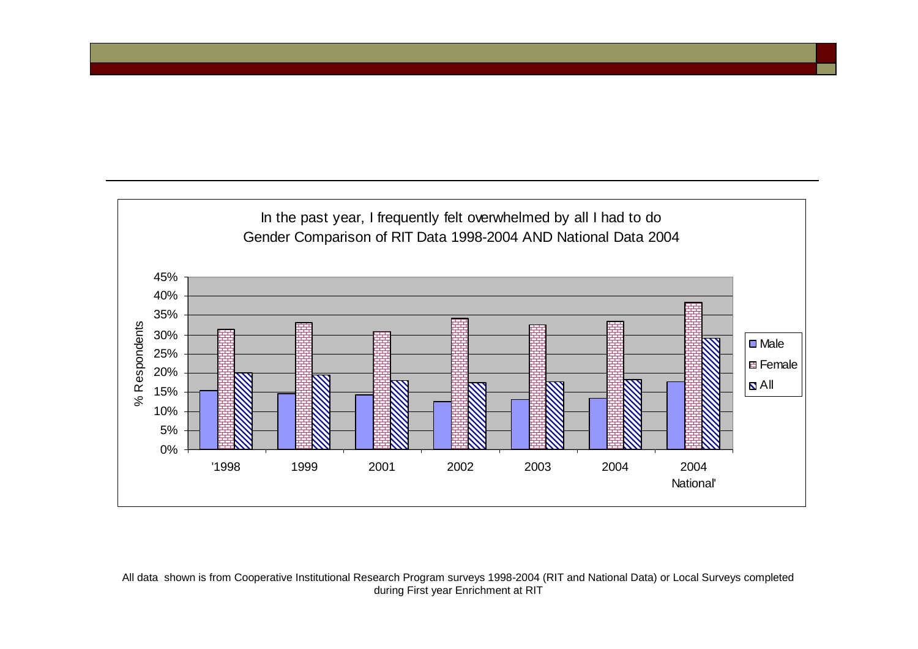In the past year, I frequently felt overwhelmed by all I had to do

Gender Comparison of RIT Data 1998-2004 AND National Data 2004

| | Male | Female | All |
|---|---|---|---|
| '1998 | 15% | 31% | 20% |
| 1999 | 15% | 33% | 19% |
| 2001 | 14% | 31% | 18% |
| 2002 | 12% | 34% | 17% |
| 2003 | 13% | 32% | 18% |
| 2004 | 13% | 33% | 18% |
| 2004 National' | 18% | 38% | 29% |

All data shown is from Cooperative Institutional Research Program surveys 1998-2004 (RIT and National Data) or Local Surveys completed during First year Enrichment at RIT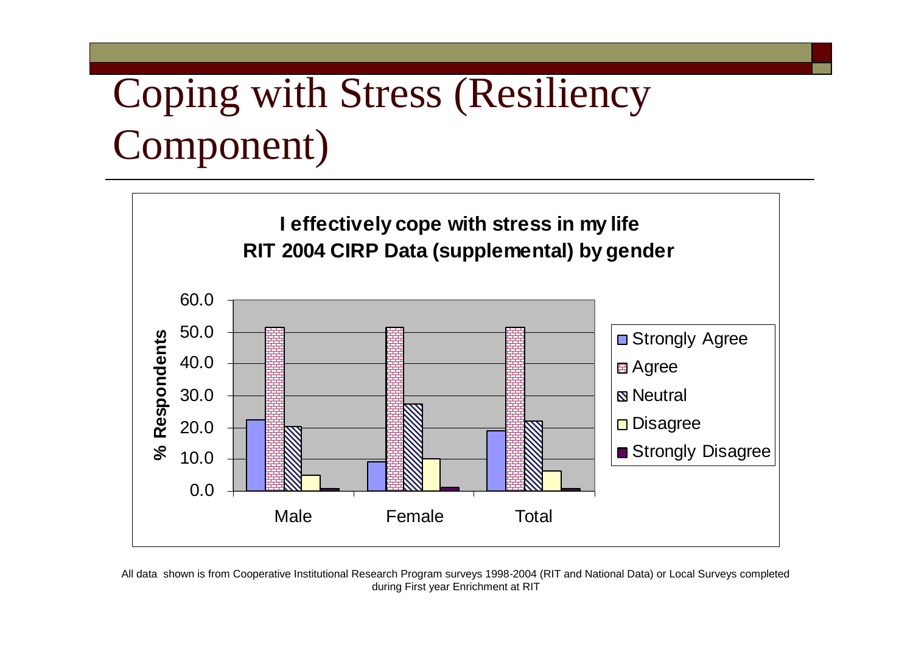# Coping with Stress (Resiliency Component)

**I effectively cope with stress in my life**
**RIT 2004 CIRP Data (supplemental) by gender**

% Respondents

| | Strongly Agree | Agree | Neutral | Disagree | Strongly Disagree |
|---|---|---|---|---|---|
| Male | 22.3 | 51.5 | 20.3 | 5.0 | 0.8 |
| Female | 9.2 | 51.5 | 27.3 | 10.1 | 1.2 |
| Total | 19.0 | 51.5 | 22.0 | 6.3 | 0.8 |

All data shown is from Cooperative Institutional Research Program surveys 1998-2004 (RIT and National Data) or Local Surveys completed during First year Enrichment at RIT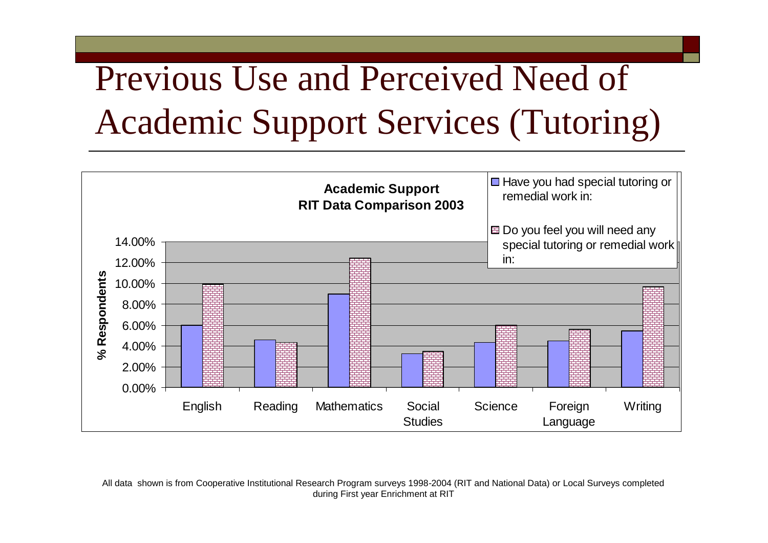# Previous Use and Perceived Need of Academic Support Services (Tutoring)

**Academic Support**
**RIT Data Comparison 2003**

- Have you had special tutoring or remedial work in:
- Do you feel you will need any special tutoring or remedial work in:

% Respondents: 0.00%, 2.00%, 4.00%, 6.00%, 8.00%, 10.00%, 12.00%, 14.00%

English | Reading | Mathematics | Social Studies | Science | Foreign Language | Writing

All data shown is from Cooperative Institutional Research Program surveys 1998-2004 (RIT and National Data) or Local Surveys completed during First year Enrichment at RIT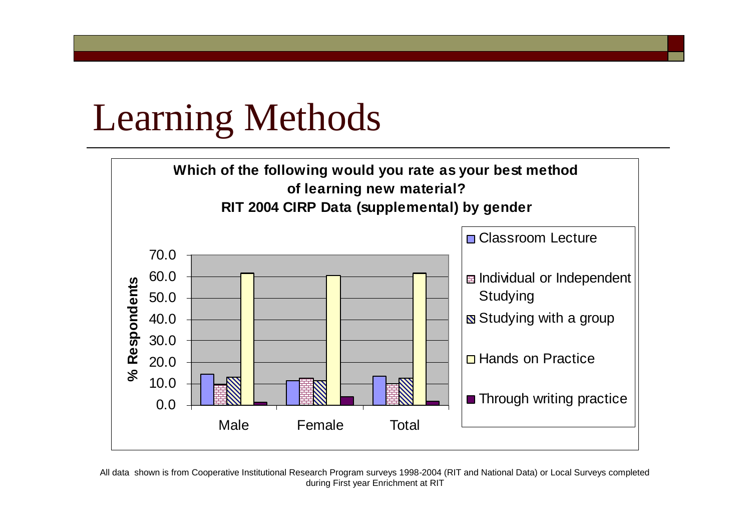# Learning Methods

**Which of the following would you rate as your best method of learning new material?**
**RIT 2004 CIRP Data (supplemental) by gender**

% Respondents

70.0
60.0
50.0
40.0
30.0
20.0
10.0
0.0

Male | Female | Total

- Classroom Lecture
- Individual or Independent Studying
- Studying with a group
- Hands on Practice
- Through writing practice

All data shown is from Cooperative Institutional Research Program surveys 1998-2004 (RIT and National Data) or Local Surveys completed during First year Enrichment at RIT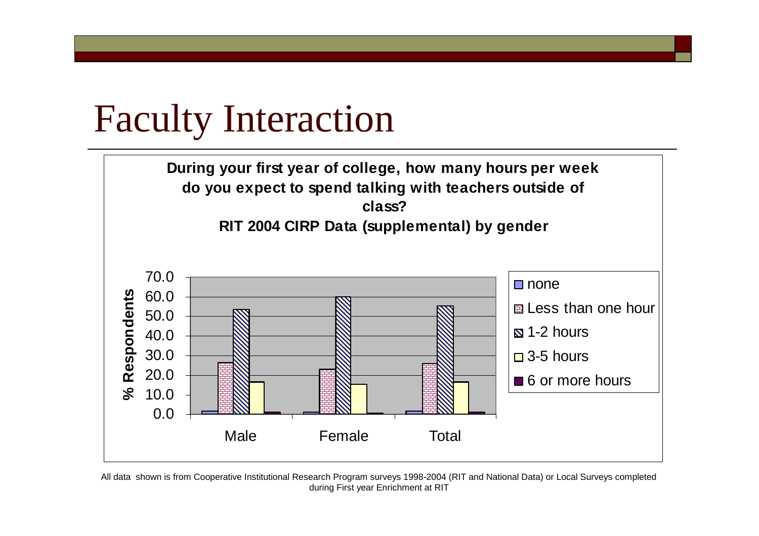# Faculty Interaction

**During your first year of college, how many hours per week do you expect to spend talking with teachers outside of class?**
**RIT 2004 CIRP Data (supplemental) by gender**

% Respondents

| | Male | Female | Total |
|---|---|---|---|
| none | | | |
| Less than one hour | | | |
| 1-2 hours | | | |
| 3-5 hours | | | |
| 6 or more hours | | | |

All data shown is from Cooperative Institutional Research Program surveys 1998-2004 (RIT and National Data) or Local Surveys completed during First year Enrichment at RIT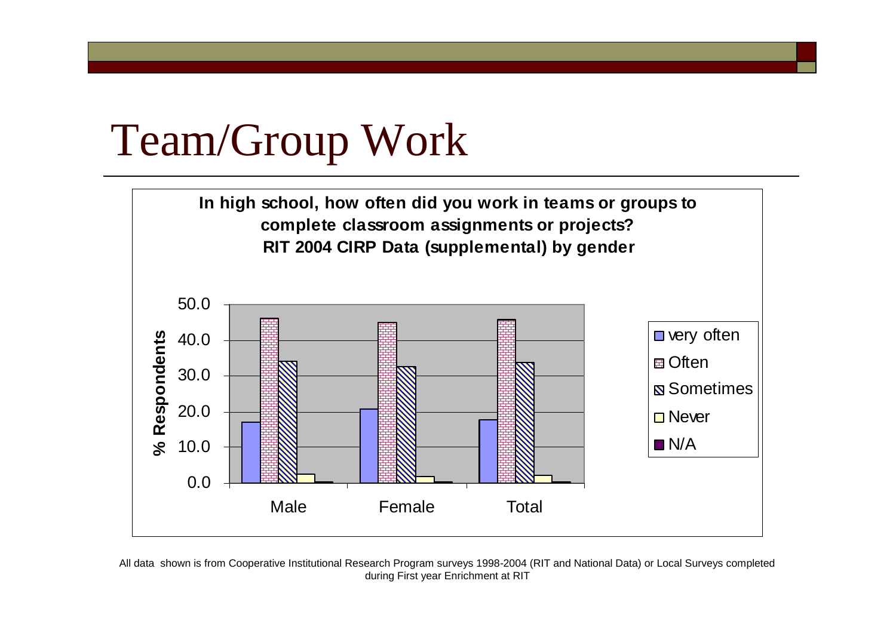# Team/Group Work

**In high school, how often did you work in teams or groups to complete classroom assignments or projects?**
**RIT 2004 CIRP Data (supplemental) by gender**

All data shown is from Cooperative Institutional Research Program surveys 1998-2004 (RIT and National Data) or Local Surveys completed during First year Enrichment at RIT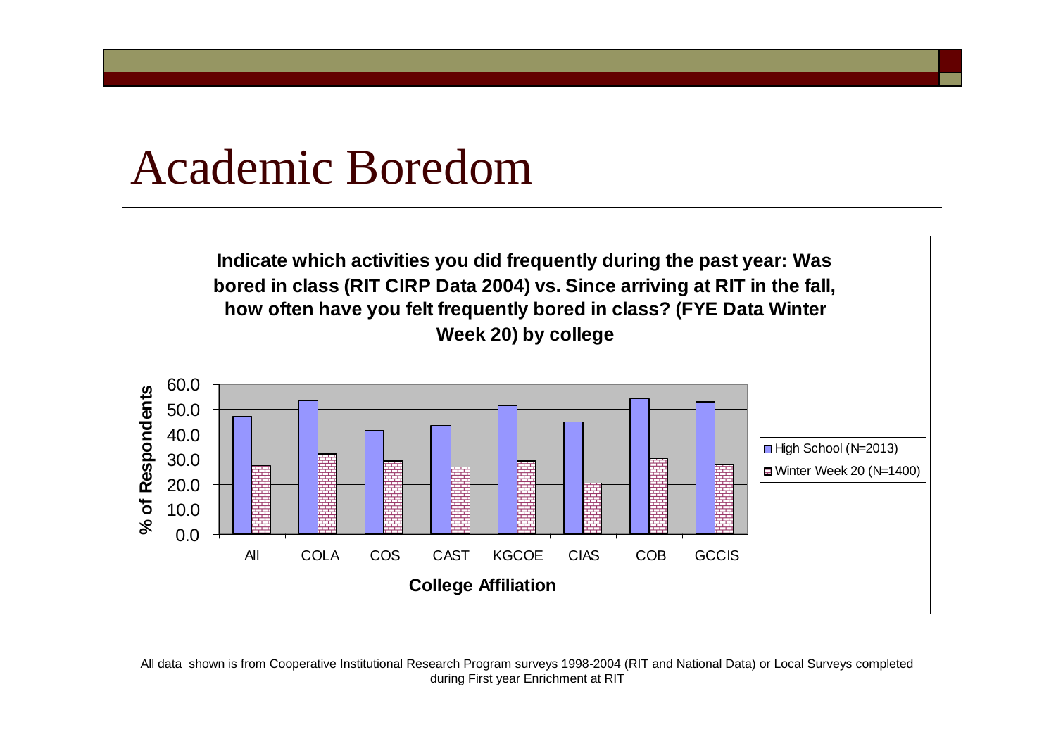# Academic Boredom

**Indicate which activities you did frequently during the past year: Was bored in class (RIT CIRP Data 2004) vs. Since arriving at RIT in the fall, how often have you felt frequently bored in class? (FYE Data Winter Week 20) by college**

% of Respondents

60.0
50.0
40.0
30.0
20.0
10.0
0.0

All COLA COS CAST KGCOE CIAS COB GCCIS

**College Affiliation**

- High School (N=2013)
- Winter Week 20 (N=1400)

All data shown is from Cooperative Institutional Research Program surveys 1998-2004 (RIT and National Data) or Local Surveys completed during First year Enrichment at RIT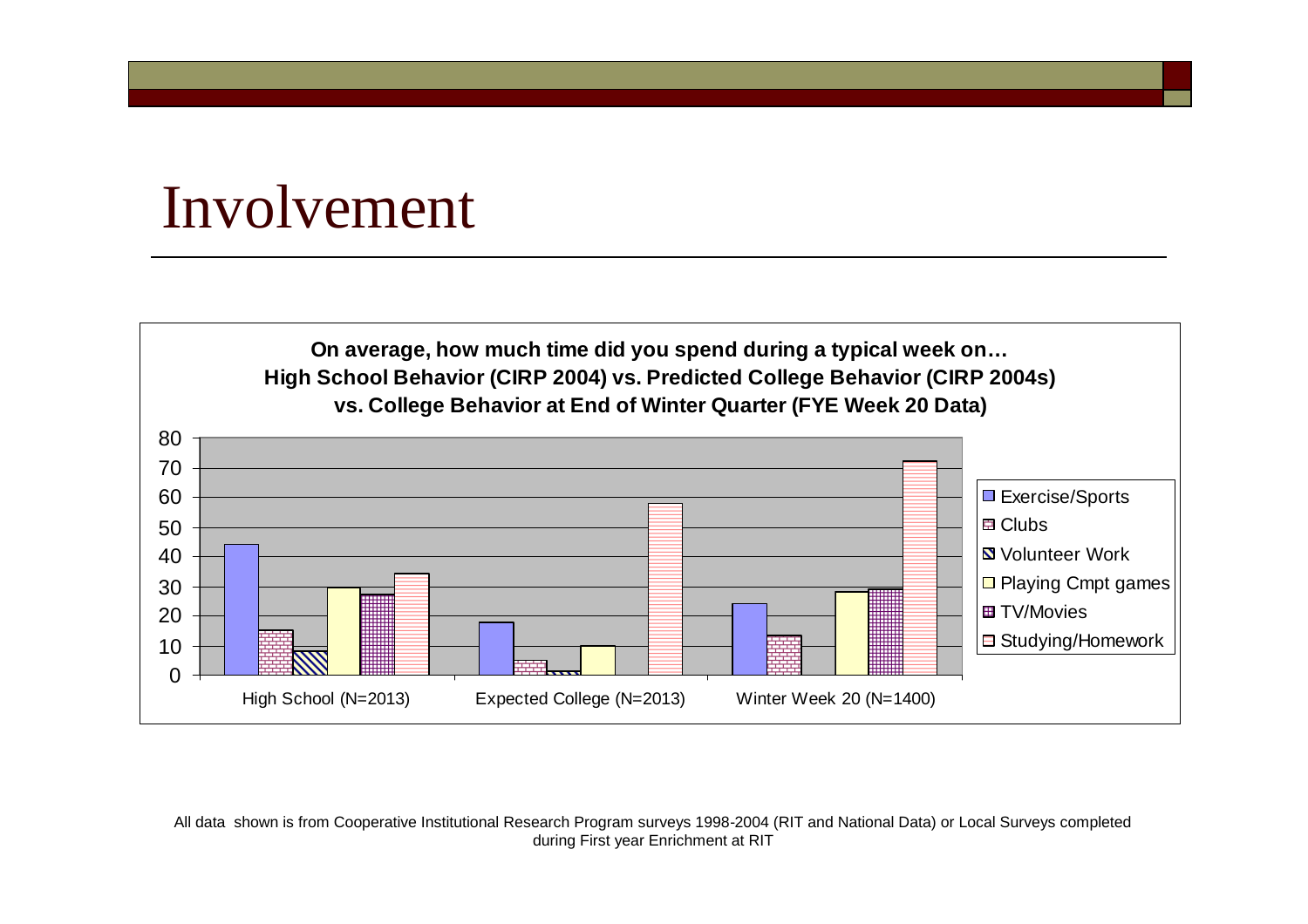# Involvement

**On average, how much time did you spend during a typical week on…**
**High School Behavior (CIRP 2004) vs. Predicted College Behavior (CIRP 2004s)**
**vs. College Behavior at End of Winter Quarter (FYE Week 20 Data)**

| | Exercise/Sports | Clubs | Volunteer Work | Playing Cmpt games | TV/Movies | Studying/Homework |
|---|---|---|---|---|---|---|
| High School (N=2013) | 44 | 15 | 8 | 30 | 27 | 34 |
| Expected College (N=2013) | 18 | 5 | 1 | 10 | | 58 |
| Winter Week 20 (N=1400) | 24 | 13 | | 28 | 29 | 72 |

All data shown is from Cooperative Institutional Research Program surveys 1998-2004 (RIT and National Data) or Local Surveys completed during First year Enrichment at RIT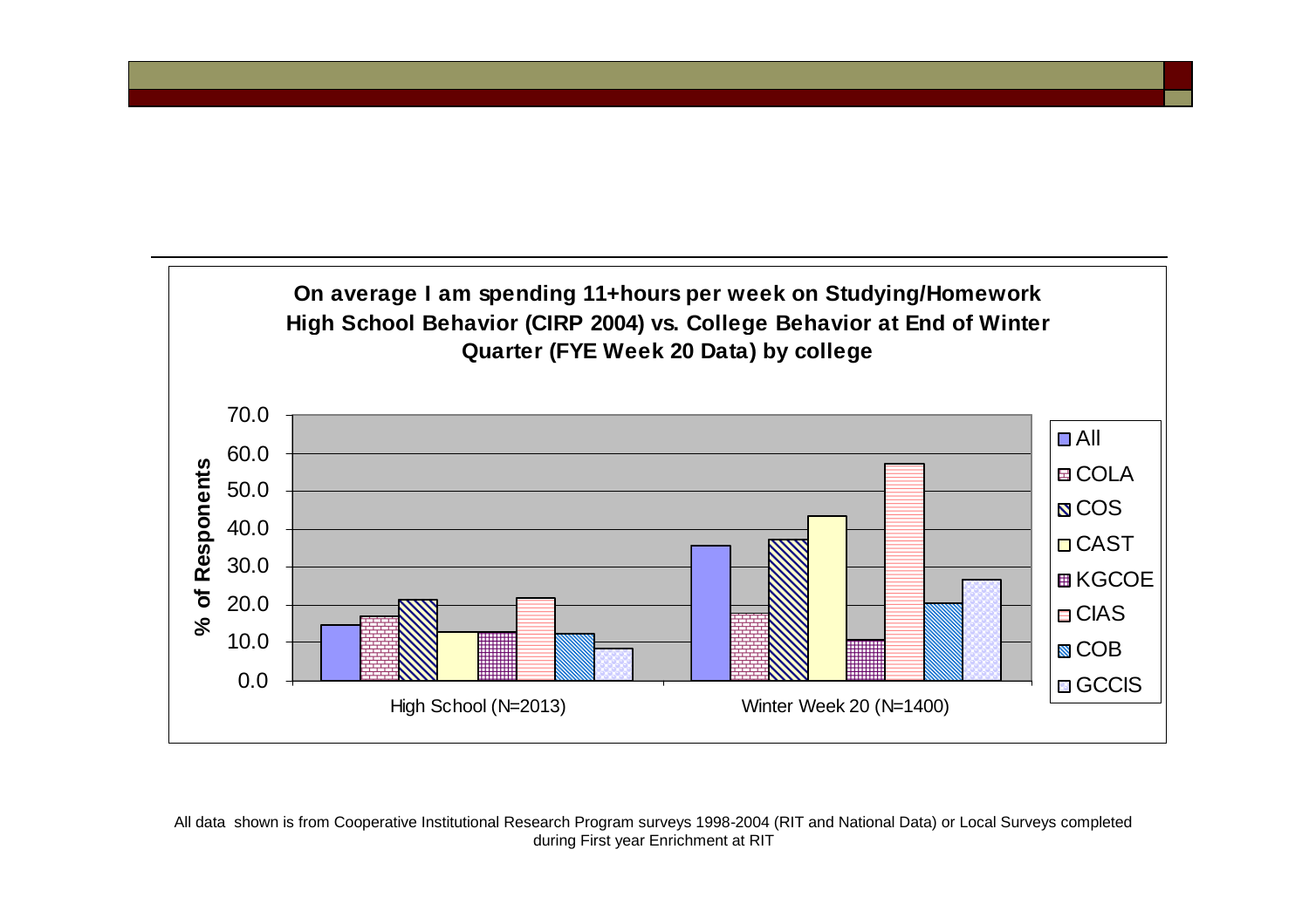**On average I am spending 11+hours per week on Studying/Homework**
**High School Behavior (CIRP 2004) vs. College Behavior at End of Winter Quarter (FYE Week 20 Data) by college**

% of Responents

| | All | COLA | COS | CAST | KGCOE | CIAS | COB | GCCIS |
|---|---|---|---|---|---|---|---|---|
| High School (N=2013) | 14.7 | 16.9 | 21.3 | 12.8 | 12.8 | 21.8 | 12.3 | 8.4 |
| Winter Week 20 (N=1400) | 35.6 | 17.7 | 37.2 | 43.4 | 10.6 | 57.2 | 20.4 | 26.6 |

All data shown is from Cooperative Institutional Research Program surveys 1998-2004 (RIT and National Data) or Local Surveys completed during First year Enrichment at RIT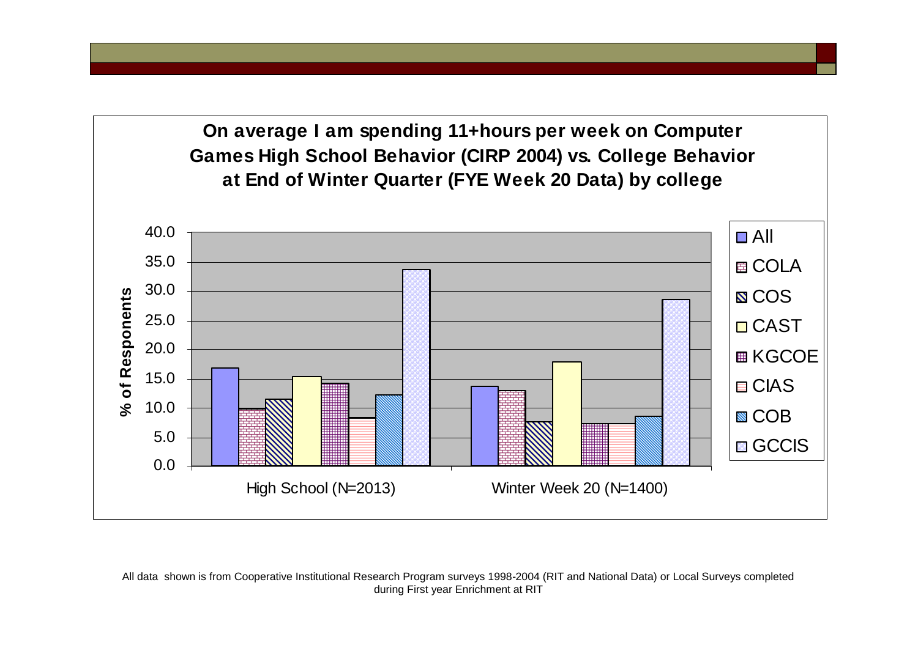**On average I am spending 11+hours per week on Computer Games High School Behavior (CIRP 2004) vs. College Behavior at End of Winter Quarter (FYE Week 20 Data) by college**

| % of Respondents | All | COLA | COS | CAST | KGCOE | CIAS | COB | GCCIS |
|---|---|---|---|---|---|---|---|---|
| High School (N=2013) | 16.8 | 9.9 | 11.5 | 15.4 | 14.2 | 8.3 | 12.2 | 33.7 |
| Winter Week 20 (N=1400) | 13.7 | 12.9 | 7.6 | 17.9 | 7.3 | 7.3 | 8.6 | 28.6 |

All data shown is from Cooperative Institutional Research Program surveys 1998-2004 (RIT and National Data) or Local Surveys completed during First year Enrichment at RIT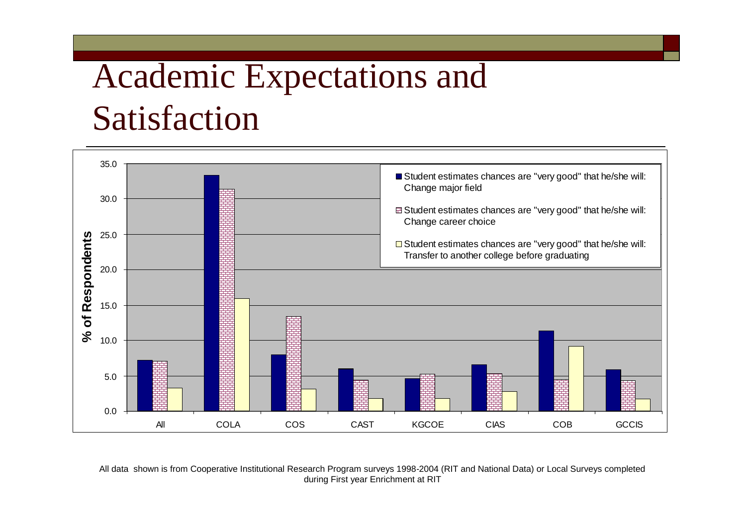# Academic Expectations and Satisfaction

% of Respondents

| | All | COLA | COS | CAST | KGCOE | CIAS | COB | GCCIS |
|---|---|---|---|---|---|---|---|---|
| Student estimates chances are "very good" that he/she will: Change major field | 7.2 | 33.3 | 8.0 | 6.0 | 4.6 | 6.6 | 11.4 | 5.9 |
| Student estimates chances are "very good" that he/she will: Change career choice | 7.1 | 31.4 | 13.4 | 4.4 | 5.2 | 5.3 | 4.5 | 4.3 |
| Student estimates chances are "very good" that he/she will: Transfer to another college before graduating | 3.3 | 15.9 | 3.1 | 1.8 | 1.8 | 2.8 | 9.2 | 1.7 |

All data shown is from Cooperative Institutional Research Program surveys 1998-2004 (RIT and National Data) or Local Surveys completed during First year Enrichment at RIT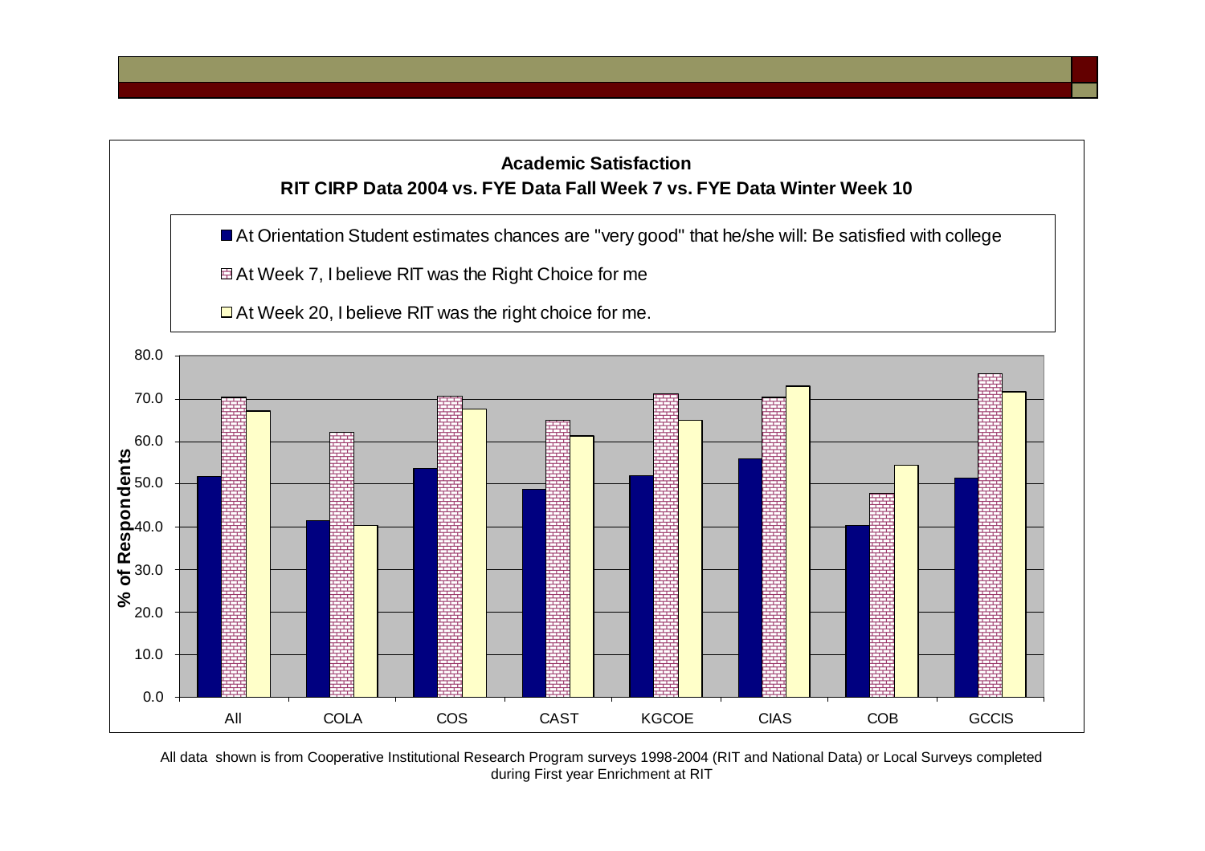Academic Satisfaction

RIT CIRP Data 2004 vs. FYE Data Fall Week 7 vs. FYE Data Winter Week 10

At Orientation Student estimates chances are "very good" that he/she will: Be satisfied with college

At Week 7, I believe RIT was the Right Choice for me

At Week 20, I believe RIT was the right choice for me.

% of Respondents

80.0
70.0
60.0
50.0
40.0
30.0
20.0
10.0
0.0

All
COLA
COS
CAST
KGCOE
CIAS
COB
GCCIS

All data shown is from Cooperative Institutional Research Program surveys 1998-2004 (RIT and National Data) or Local Surveys completed during First year Enrichment at RIT